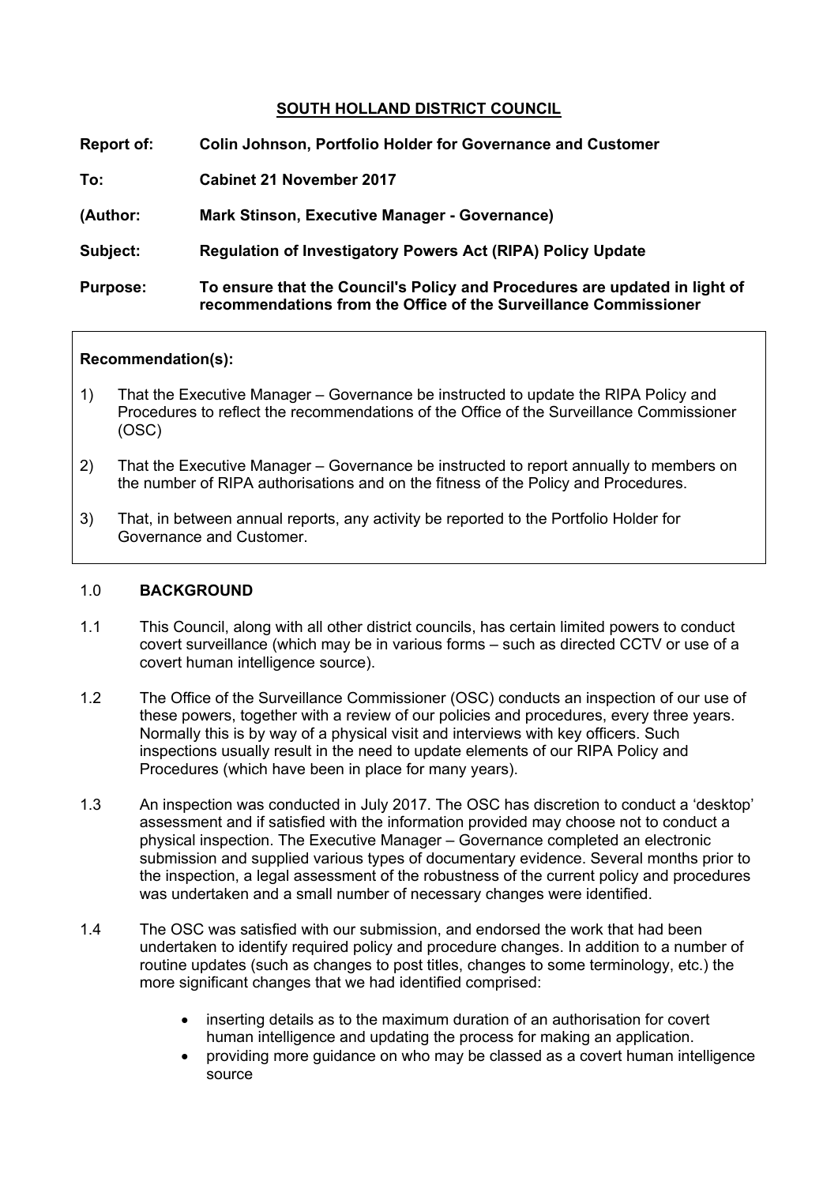**SOUTH HOLLAND DISTRICT COUNCIL**

**Report of:** **Colin Johnson, Portfolio Holder for Governance and Customer**

**To:** **Cabinet 21 November 2017**

**(Author:** **Mark Stinson, Executive Manager - Governance)**

**Subject:** **Regulation of Investigatory Powers Act (RIPA) Policy Update**

**Purpose:** **To ensure that the Council's Policy and Procedures are updated in light of recommendations from the Office of the Surveillance Commissioner**

**Recommendation(s):**

1) That the Executive Manager – Governance be instructed to update the RIPA Policy and Procedures to reflect the recommendations of the Office of the Surveillance Commissioner (OSC)

2) That the Executive Manager – Governance be instructed to report annually to members on the number of RIPA authorisations and on the fitness of the Policy and Procedures.

3) That, in between annual reports, any activity be reported to the Portfolio Holder for Governance and Customer.

## 1.0 BACKGROUND

1.1 This Council, along with all other district councils, has certain limited powers to conduct covert surveillance (which may be in various forms – such as directed CCTV or use of a covert human intelligence source).

1.2 The Office of the Surveillance Commissioner (OSC) conducts an inspection of our use of these powers, together with a review of our policies and procedures, every three years. Normally this is by way of a physical visit and interviews with key officers. Such inspections usually result in the need to update elements of our RIPA Policy and Procedures (which have been in place for many years).

1.3 An inspection was conducted in July 2017. The OSC has discretion to conduct a 'desktop' assessment and if satisfied with the information provided may choose not to conduct a physical inspection. The Executive Manager – Governance completed an electronic submission and supplied various types of documentary evidence. Several months prior to the inspection, a legal assessment of the robustness of the current policy and procedures was undertaken and a small number of necessary changes were identified.

1.4 The OSC was satisfied with our submission, and endorsed the work that had been undertaken to identify required policy and procedure changes. In addition to a number of routine updates (such as changes to post titles, changes to some terminology, etc.) the more significant changes that we had identified comprised:

- inserting details as to the maximum duration of an authorisation for covert human intelligence and updating the process for making an application.
- providing more guidance on who may be classed as a covert human intelligence source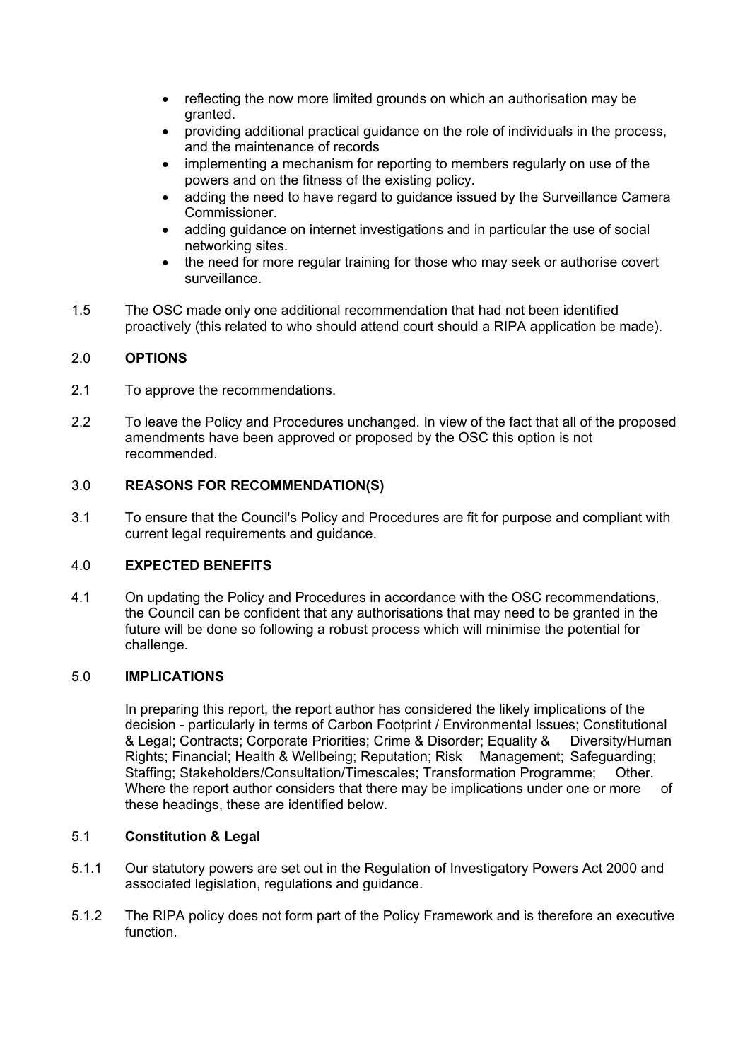- reflecting the now more limited grounds on which an authorisation may be granted.
- providing additional practical guidance on the role of individuals in the process, and the maintenance of records
- implementing a mechanism for reporting to members regularly on use of the powers and on the fitness of the existing policy.
- adding the need to have regard to guidance issued by the Surveillance Camera Commissioner.
- adding guidance on internet investigations and in particular the use of social networking sites.
- the need for more regular training for those who may seek or authorise covert surveillance.

1.5 The OSC made only one additional recommendation that had not been identified proactively (this related to who should attend court should a RIPA application be made).

## 2.0 OPTIONS

2.1 To approve the recommendations.

2.2 To leave the Policy and Procedures unchanged. In view of the fact that all of the proposed amendments have been approved or proposed by the OSC this option is not recommended.

## 3.0 REASONS FOR RECOMMENDATION(S)

3.1 To ensure that the Council's Policy and Procedures are fit for purpose and compliant with current legal requirements and guidance.

## 4.0 EXPECTED BENEFITS

4.1 On updating the Policy and Procedures in accordance with the OSC recommendations, the Council can be confident that any authorisations that may need to be granted in the future will be done so following a robust process which will minimise the potential for challenge.

## 5.0 IMPLICATIONS

In preparing this report, the report author has considered the likely implications of the decision - particularly in terms of Carbon Footprint / Environmental Issues; Constitutional & Legal; Contracts; Corporate Priorities; Crime & Disorder; Equality & Diversity/Human Rights; Financial; Health & Wellbeing; Reputation; Risk Management; Safeguarding; Staffing; Stakeholders/Consultation/Timescales; Transformation Programme; Other. Where the report author considers that there may be implications under one or more of these headings, these are identified below.

### 5.1 Constitution & Legal

5.1.1 Our statutory powers are set out in the Regulation of Investigatory Powers Act 2000 and associated legislation, regulations and guidance.

5.1.2 The RIPA policy does not form part of the Policy Framework and is therefore an executive function.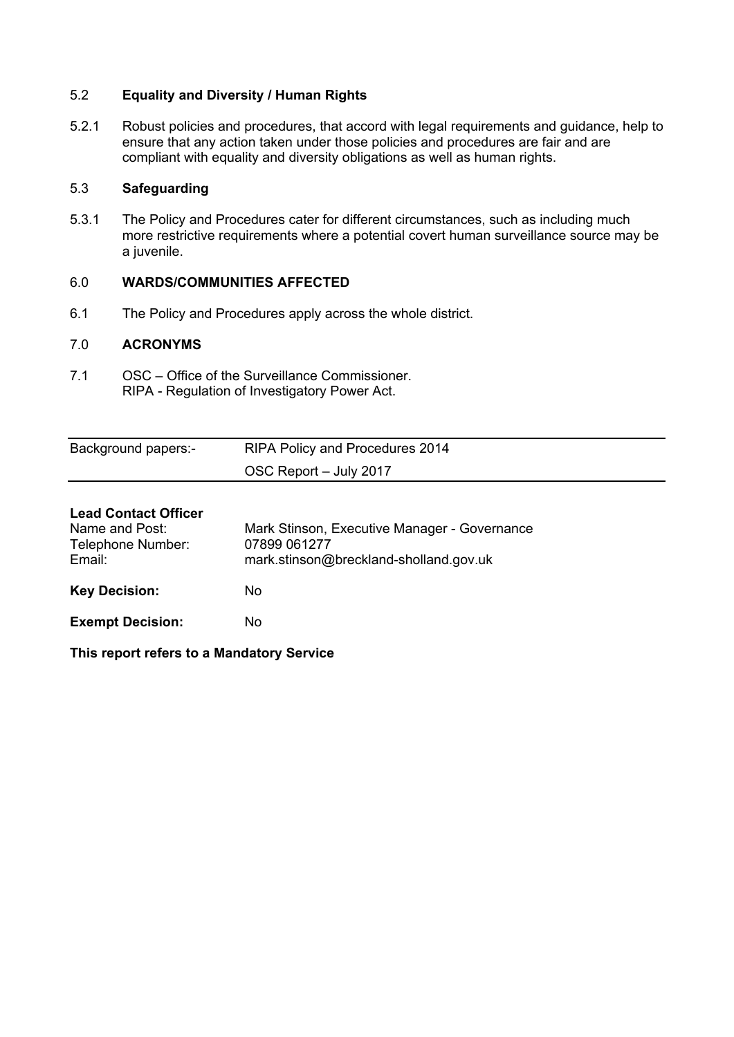## 5.2 Equality and Diversity / Human Rights

5.2.1 Robust policies and procedures, that accord with legal requirements and guidance, help to ensure that any action taken under those policies and procedures are fair and are compliant with equality and diversity obligations as well as human rights.

## 5.3 Safeguarding

5.3.1 The Policy and Procedures cater for different circumstances, such as including much more restrictive requirements where a potential covert human surveillance source may be a juvenile.

## 6.0 WARDS/COMMUNITIES AFFECTED

6.1 The Policy and Procedures apply across the whole district.

## 7.0 ACRONYMS

7.1 OSC – Office of the Surveillance Commissioner.
RIPA - Regulation of Investigatory Power Act.

| | |
|---|---|
| Background papers:- | RIPA Policy and Procedures 2014 |
| | OSC Report – July 2017 |

**Lead Contact Officer**

| | |
|---|---|
| Name and Post: | Mark Stinson, Executive Manager - Governance |
| Telephone Number: | 07899 061277 |
| Email: | mark.stinson@breckland-sholland.gov.uk |

**Key Decision:** No

**Exempt Decision:** No

**This report refers to a Mandatory Service**